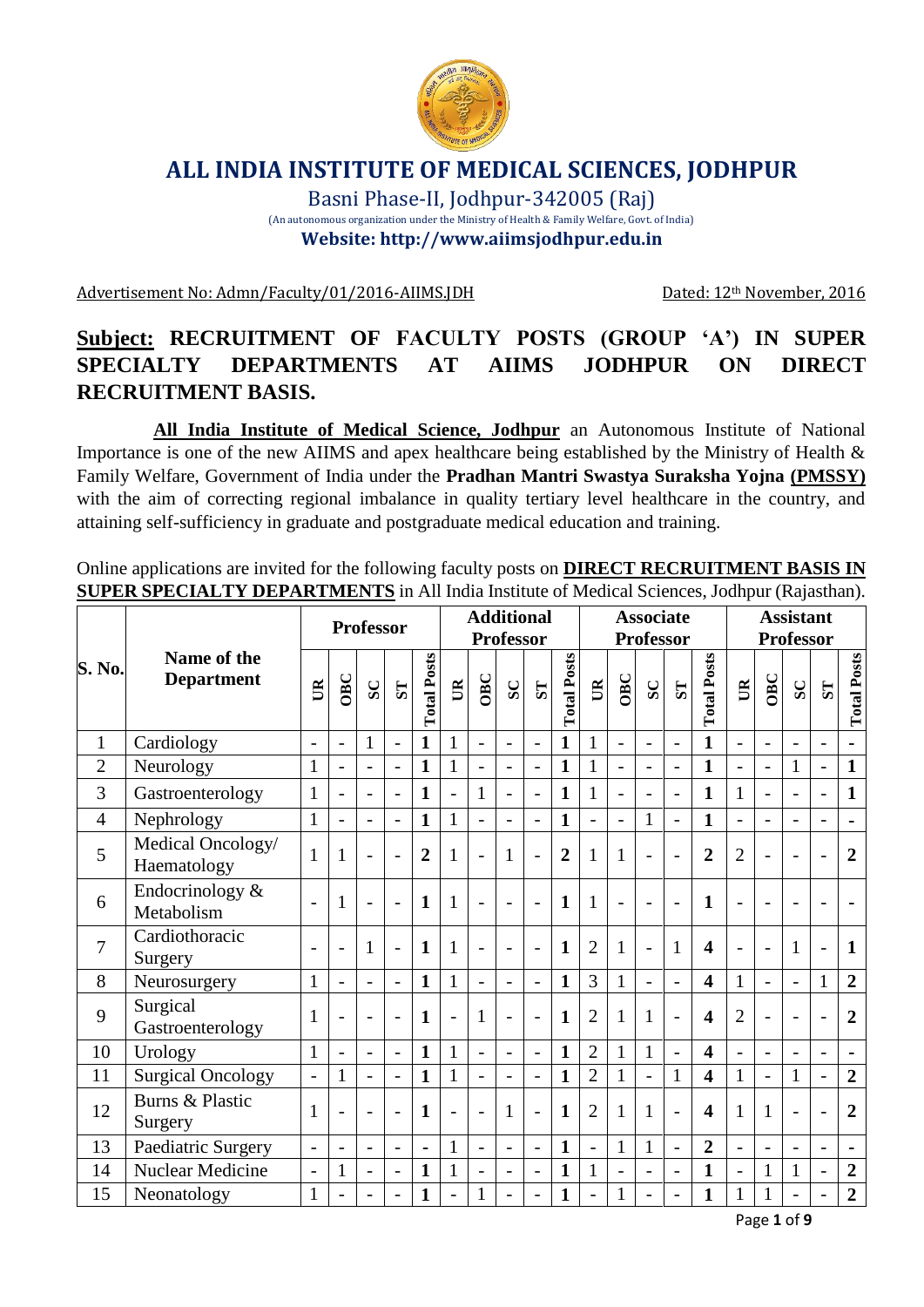# ALL INDIA INSTITUTE OF MEDICAL SCIENCES, JODHPUR

Basni Phase-II, Jodhpur-342005 (Raj)

(An autonomous organization under the Ministry of Health & Family Welfare, Govt. of India)

**Website: http://www.aiimsjodhpur.edu.in**

Advertisement No: Admn/Faculty/01/2016-AIIMS.JDH Dated: 12th November, 2016

## Subject: RECRUITMENT OF FACULTY POSTS (GROUP 'A') IN SUPER SPECIALTY DEPARTMENTS AT AIIMS JODHPUR ON DIRECT RECRUITMENT BASIS.

**All India Institute of Medical Science, Jodhpur** an Autonomous Institute of National Importance is one of the new AIIMS and apex healthcare being established by the Ministry of Health & Family Welfare, Government of India under the **Pradhan Mantri Swastya Suraksha Yojna (PMSSY)** with the aim of correcting regional imbalance in quality tertiary level healthcare in the country, and attaining self-sufficiency in graduate and postgraduate medical education and training.

Online applications are invited for the following faculty posts on **DIRECT RECRUITMENT BASIS IN SUPER SPECIALTY DEPARTMENTS** in All India Institute of Medical Sciences, Jodhpur (Rajasthan).

| S. No. | Name of the Department | Professor | | | | | Additional Professor | | | | | Associate Professor | | | | | Assistant Professor | | | | |
|---|---|---|---|---|---|---|---|---|---|---|---|---|---|---|---|---|---|---|---|---|---|
| | | UR | OBC | SC | ST | Total Posts | UR | OBC | SC | ST | Total Posts | UR | OBC | SC | ST | Total Posts | UR | OBC | SC | ST | Total Posts |
| 1 | Cardiology | - | - | 1 | - | **1** | 1 | - | - | - | **1** | 1 | - | - | - | **1** | - | - | - | - | - |
| 2 | Neurology | 1 | - | - | - | **1** | 1 | - | - | - | **1** | 1 | - | - | - | **1** | - | - | 1 | - | **1** |
| 3 | Gastroenterology | 1 | - | - | - | **1** | - | 1 | - | - | **1** | 1 | - | - | - | **1** | 1 | - | - | - | **1** |
| 4 | Nephrology | 1 | - | - | - | **1** | 1 | - | - | - | **1** | - | - | 1 | - | **1** | - | - | - | - | - |
| 5 | Medical Oncology/ Haematology | 1 | 1 | - | - | **2** | 1 | - | 1 | - | **2** | 1 | 1 | - | - | **2** | 2 | - | - | - | **2** |
| 6 | Endocrinology & Metabolism | - | 1 | - | - | **1** | 1 | - | - | - | **1** | 1 | - | - | - | **1** | - | - | - | - | - |
| 7 | Cardiothoracic Surgery | - | - | 1 | - | **1** | 1 | - | - | - | **1** | 2 | 1 | - | 1 | **4** | - | - | 1 | - | **1** |
| 8 | Neurosurgery | 1 | - | - | - | **1** | 1 | - | - | - | **1** | 3 | 1 | - | - | **4** | 1 | - | - | 1 | **2** |
| 9 | Surgical Gastroenterology | 1 | - | - | - | **1** | - | 1 | - | - | **1** | 2 | 1 | 1 | - | **4** | 2 | - | - | - | **2** |
| 10 | Urology | 1 | - | - | - | **1** | 1 | - | - | - | **1** | 2 | 1 | 1 | - | **4** | - | - | - | - | - |
| 11 | Surgical Oncology | - | 1 | - | - | **1** | 1 | - | - | - | **1** | 2 | 1 | - | 1 | **4** | 1 | - | 1 | - | **2** |
| 12 | Burns & Plastic Surgery | 1 | - | - | - | **1** | - | - | 1 | - | **1** | 2 | 1 | 1 | - | **4** | 1 | 1 | - | - | **2** |
| 13 | Paediatric Surgery | - | - | - | - | **-** | 1 | - | - | - | **1** | - | 1 | 1 | - | **2** | - | - | - | - | - |
| 14 | Nuclear Medicine | - | 1 | - | - | **1** | 1 | - | - | - | **1** | 1 | - | - | - | **1** | - | 1 | 1 | - | **2** |
| 15 | Neonatology | 1 | - | - | - | **1** | - | 1 | - | - | **1** | - | 1 | - | - | **1** | 1 | 1 | - | - | **2** |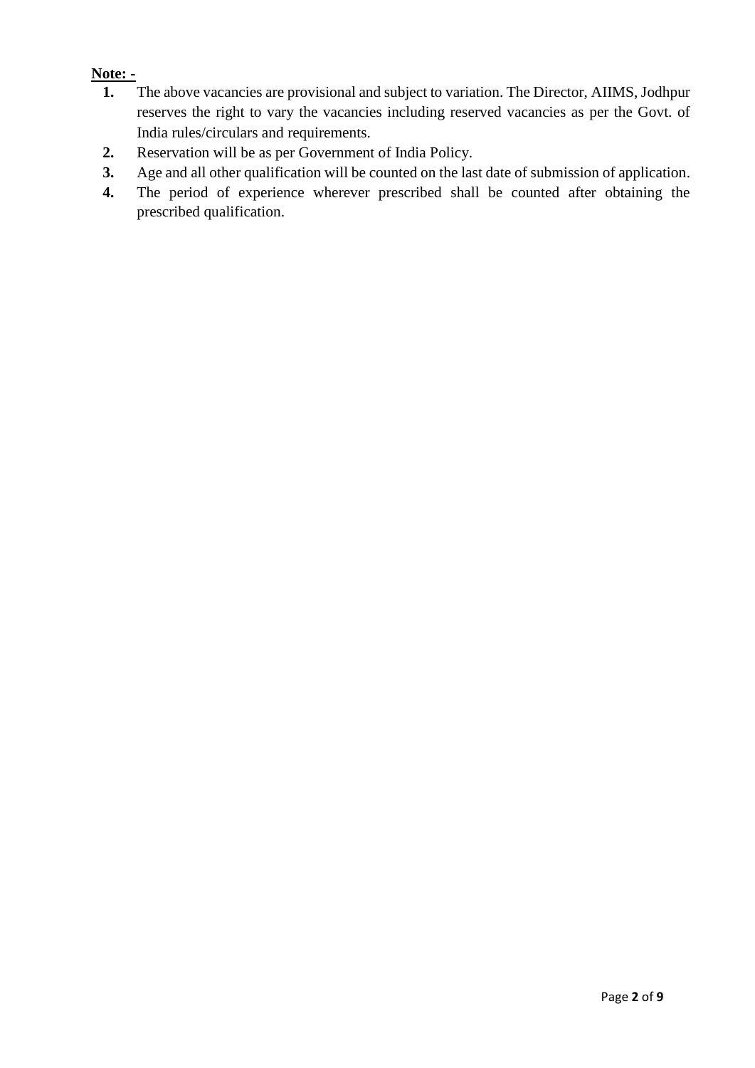**Note: -**

1. The above vacancies are provisional and subject to variation. The Director, AIIMS, Jodhpur reserves the right to vary the vacancies including reserved vacancies as per the Govt. of India rules/circulars and requirements.
2. Reservation will be as per Government of India Policy.
3. Age and all other qualification will be counted on the last date of submission of application.
4. The period of experience wherever prescribed shall be counted after obtaining the prescribed qualification.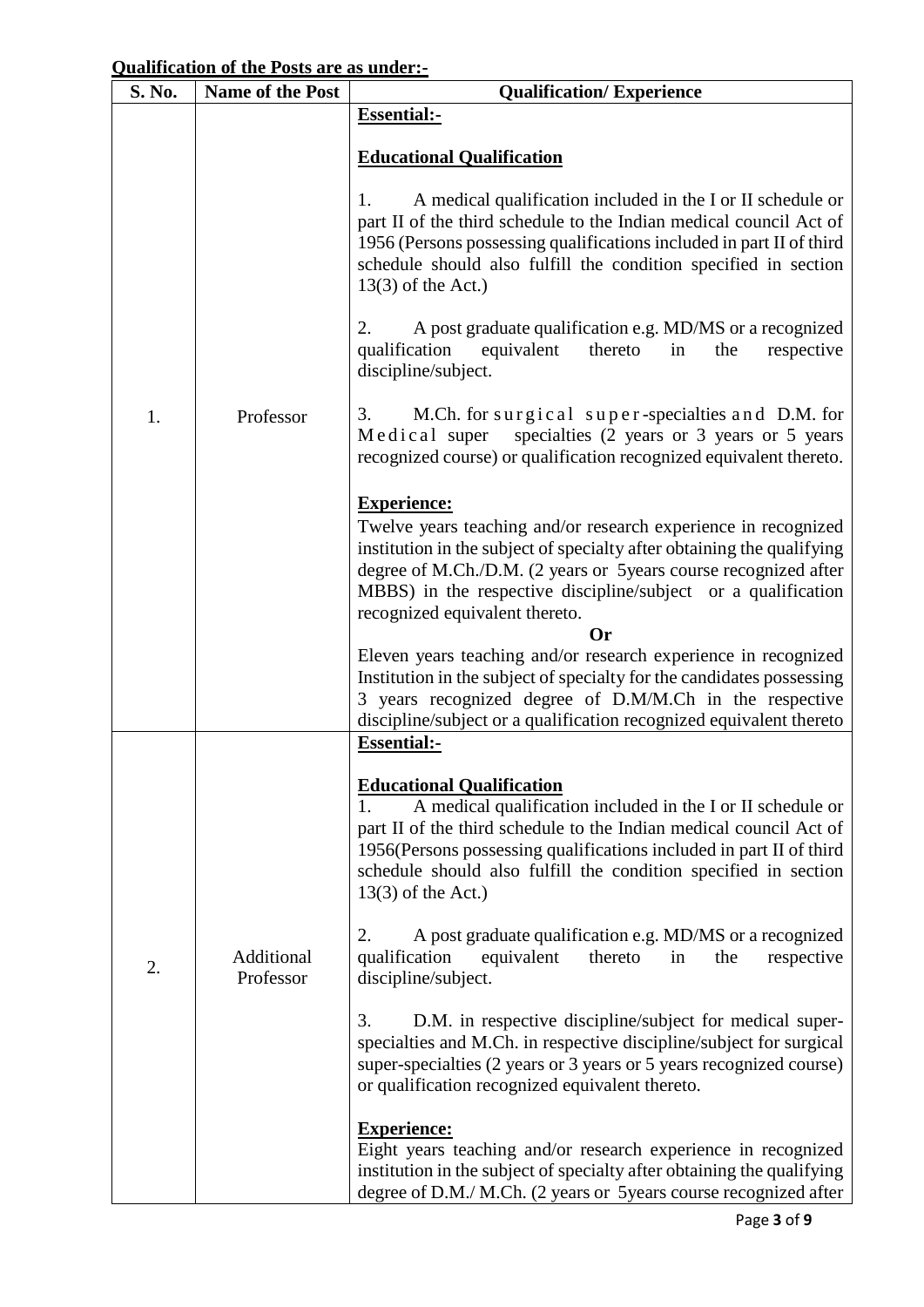**Qualification of the Posts are as under:-**

| S. No. | Name of the Post | Qualification/ Experience |
|---|---|---|
| 1. | Professor | **Essential:-**<br><br>**Educational Qualification**<br><br>1. A medical qualification included in the I or II schedule or part II of the third schedule to the Indian medical council Act of 1956 (Persons possessing qualifications included in part II of third schedule should also fulfill the condition specified in section 13(3) of the Act.)<br><br>2. A post graduate qualification e.g. MD/MS or a recognized qualification equivalent thereto in the respective discipline/subject.<br><br>3. M.Ch. for surgical super-specialties and D.M. for Medical super specialties (2 years or 3 years or 5 years recognized course) or qualification recognized equivalent thereto.<br><br>**Experience:**<br>Twelve years teaching and/or research experience in recognized institution in the subject of specialty after obtaining the qualifying degree of M.Ch./D.M. (2 years or 5years course recognized after MBBS) in the respective discipline/subject or a qualification recognized equivalent thereto.<br>**Or**<br>Eleven years teaching and/or research experience in recognized Institution in the subject of specialty for the candidates possessing 3 years recognized degree of D.M/M.Ch in the respective discipline/subject or a qualification recognized equivalent thereto |
| 2. | Additional Professor | **Essential:-**<br><br>**Educational Qualification**<br>1. A medical qualification included in the I or II schedule or part II of the third schedule to the Indian medical council Act of 1956(Persons possessing qualifications included in part II of third schedule should also fulfill the condition specified in section 13(3) of the Act.)<br><br>2. A post graduate qualification e.g. MD/MS or a recognized qualification equivalent thereto in the respective discipline/subject.<br><br>3. D.M. in respective discipline/subject for medical super-specialties and M.Ch. in respective discipline/subject for surgical super-specialties (2 years or 3 years or 5 years recognized course) or qualification recognized equivalent thereto.<br><br>**Experience:**<br>Eight years teaching and/or research experience in recognized institution in the subject of specialty after obtaining the qualifying degree of D.M./ M.Ch. (2 years or 5years course recognized after |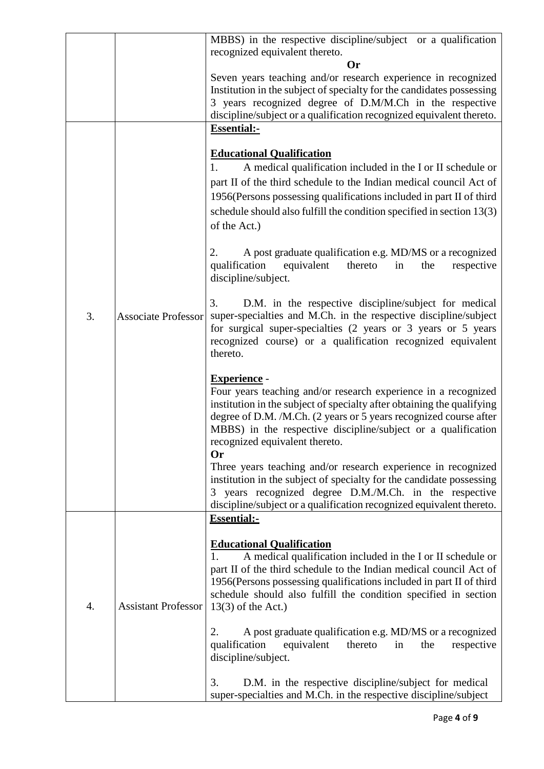| | | |
|---|---|---|
| | | MBBS) in the respective discipline/subject or a qualification recognized equivalent thereto.<br>**Or**<br>Seven years teaching and/or research experience in recognized Institution in the subject of specialty for the candidates possessing 3 years recognized degree of D.M/M.Ch in the respective discipline/subject or a qualification recognized equivalent thereto. |
| 3. | Associate Professor | **Essential:-**<br><br>**Educational Qualification**<br>1. A medical qualification included in the I or II schedule or part II of the third schedule to the Indian medical council Act of 1956(Persons possessing qualifications included in part II of third schedule should also fulfill the condition specified in section 13(3) of the Act.)<br><br>2. A post graduate qualification e.g. MD/MS or a recognized qualification equivalent thereto in the respective discipline/subject.<br><br>3. D.M. in the respective discipline/subject for medical super-specialties and M.Ch. in the respective discipline/subject for surgical super-specialties (2 years or 3 years or 5 years recognized course) or a qualification recognized equivalent thereto.<br><br>**Experience** -<br>Four years teaching and/or research experience in a recognized institution in the subject of specialty after obtaining the qualifying degree of D.M. /M.Ch. (2 years or 5 years recognized course after MBBS) in the respective discipline/subject or a qualification recognized equivalent thereto.<br>**Or**<br>Three years teaching and/or research experience in recognized institution in the subject of specialty for the candidate possessing 3 years recognized degree D.M./M.Ch. in the respective discipline/subject or a qualification recognized equivalent thereto. |
| 4. | Assistant Professor | **Essential:-**<br><br>**Educational Qualification**<br>1. A medical qualification included in the I or II schedule or part II of the third schedule to the Indian medical council Act of 1956(Persons possessing qualifications included in part II of third schedule should also fulfill the condition specified in section 13(3) of the Act.)<br><br>2. A post graduate qualification e.g. MD/MS or a recognized qualification equivalent thereto in the respective discipline/subject.<br><br>3. D.M. in the respective discipline/subject for medical super-specialties and M.Ch. in the respective discipline/subject |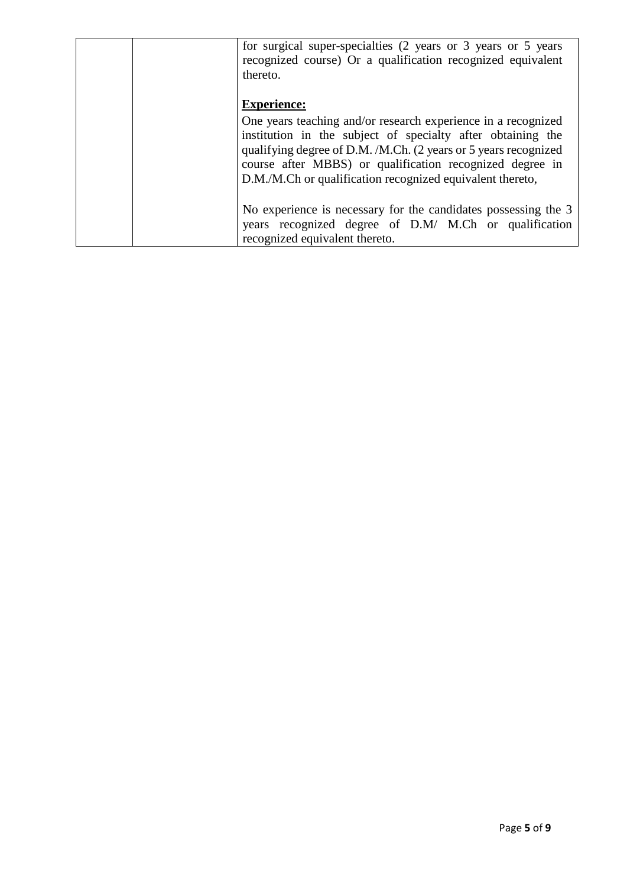|  |  | for surgical super-specialties (2 years or 3 years or 5 years recognized course) Or a qualification recognized equivalent thereto.<br><br>**<u>Experience:</u>**<br>One years teaching and/or research experience in a recognized institution in the subject of specialty after obtaining the qualifying degree of D.M. /M.Ch. (2 years or 5 years recognized course after MBBS) or qualification recognized degree in D.M./M.Ch or qualification recognized equivalent thereto,<br><br>No experience is necessary for the candidates possessing the 3 years recognized degree of D.M/ M.Ch or qualification recognized equivalent thereto. |
|---|---|---|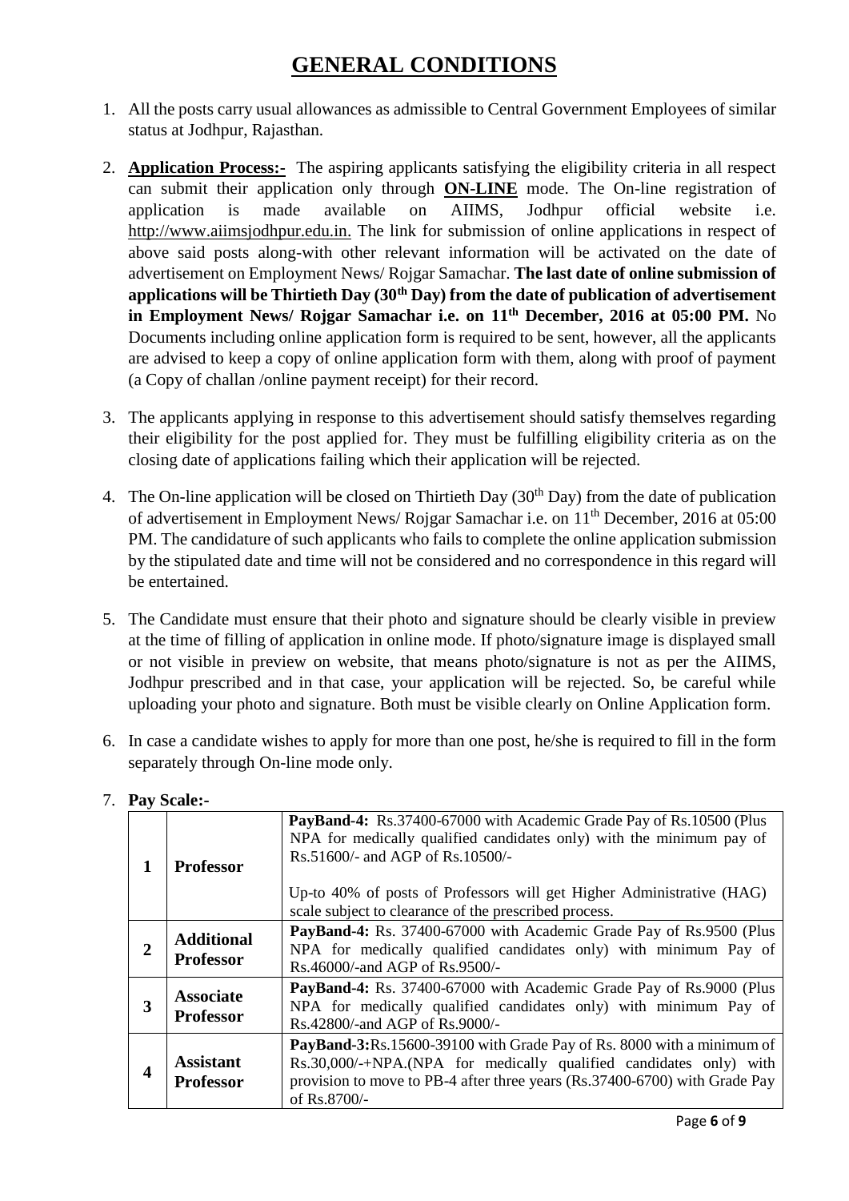# GENERAL CONDITIONS

1. All the posts carry usual allowances as admissible to Central Government Employees of similar status at Jodhpur, Rajasthan.

2. **Application Process:-** The aspiring applicants satisfying the eligibility criteria in all respect can submit their application only through **ON-LINE** mode. The On-line registration of application is made available on AIIMS, Jodhpur official website i.e. http://www.aiimsjodhpur.edu.in. The link for submission of online applications in respect of above said posts along-with other relevant information will be activated on the date of advertisement on Employment News/ Rojgar Samachar. **The last date of online submission of applications will be Thirtieth Day (30th Day) from the date of publication of advertisement in Employment News/ Rojgar Samachar i.e. on 11th December, 2016 at 05:00 PM.** No Documents including online application form is required to be sent, however, all the applicants are advised to keep a copy of online application form with them, along with proof of payment (a Copy of challan /online payment receipt) for their record.

3. The applicants applying in response to this advertisement should satisfy themselves regarding their eligibility for the post applied for. They must be fulfilling eligibility criteria as on the closing date of applications failing which their application will be rejected.

4. The On-line application will be closed on Thirtieth Day (30th Day) from the date of publication of advertisement in Employment News/ Rojgar Samachar i.e. on 11th December, 2016 at 05:00 PM. The candidature of such applicants who fails to complete the online application submission by the stipulated date and time will not be considered and no correspondence in this regard will be entertained.

5. The Candidate must ensure that their photo and signature should be clearly visible in preview at the time of filling of application in online mode. If photo/signature image is displayed small or not visible in preview on website, that means photo/signature is not as per the AIIMS, Jodhpur prescribed and in that case, your application will be rejected. So, be careful while uploading your photo and signature. Both must be visible clearly on Online Application form.

6. In case a candidate wishes to apply for more than one post, he/she is required to fill in the form separately through On-line mode only.

7. **Pay Scale:-**

| | | |
|---|---|---|
| **1** | **Professor** | **PayBand-4:** Rs.37400-67000 with Academic Grade Pay of Rs.10500 (Plus NPA for medically qualified candidates only) with the minimum pay of Rs.51600/- and AGP of Rs.10500/-<br><br>Up-to 40% of posts of Professors will get Higher Administrative (HAG) scale subject to clearance of the prescribed process. |
| **2** | **Additional Professor** | **PayBand-4:** Rs. 37400-67000 with Academic Grade Pay of Rs.9500 (Plus NPA for medically qualified candidates only) with minimum Pay of Rs.46000/-and AGP of Rs.9500/- |
| **3** | **Associate Professor** | **PayBand-4:** Rs. 37400-67000 with Academic Grade Pay of Rs.9000 (Plus NPA for medically qualified candidates only) with minimum Pay of Rs.42800/-and AGP of Rs.9000/- |
| **4** | **Assistant Professor** | **PayBand-3:**Rs.15600-39100 with Grade Pay of Rs. 8000 with a minimum of Rs.30,000/-+NPA.(NPA for medically qualified candidates only) with provision to move to PB-4 after three years (Rs.37400-6700) with Grade Pay of Rs.8700/- |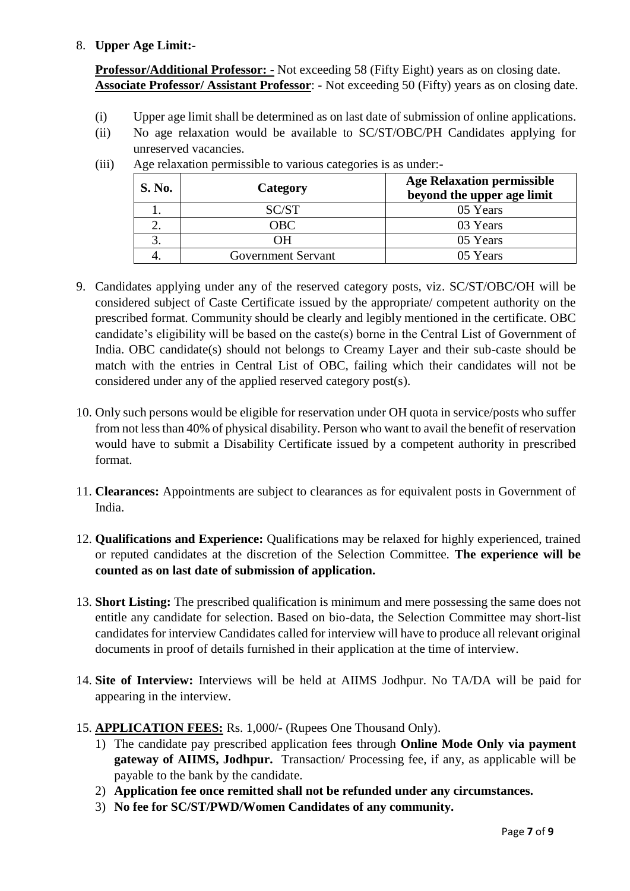8. **Upper Age Limit:-**

**Professor/Additional Professor: -** Not exceeding 58 (Fifty Eight) years as on closing date.
**Associate Professor/ Assistant Professor**: - Not exceeding 50 (Fifty) years as on closing date.

(i) Upper age limit shall be determined as on last date of submission of online applications.

(ii) No age relaxation would be available to SC/ST/OBC/PH Candidates applying for unreserved vacancies.

(iii) Age relaxation permissible to various categories is as under:-

| S. No. | Category | Age Relaxation permissible beyond the upper age limit |
|---|---|---|
| 1. | SC/ST | 05 Years |
| 2. | OBC | 03 Years |
| 3. | OH | 05 Years |
| 4. | Government Servant | 05 Years |

9. Candidates applying under any of the reserved category posts, viz. SC/ST/OBC/OH will be considered subject of Caste Certificate issued by the appropriate/ competent authority on the prescribed format. Community should be clearly and legibly mentioned in the certificate. OBC candidate's eligibility will be based on the caste(s) borne in the Central List of Government of India. OBC candidate(s) should not belongs to Creamy Layer and their sub-caste should be match with the entries in Central List of OBC, failing which their candidates will not be considered under any of the applied reserved category post(s).

10. Only such persons would be eligible for reservation under OH quota in service/posts who suffer from not less than 40% of physical disability. Person who want to avail the benefit of reservation would have to submit a Disability Certificate issued by a competent authority in prescribed format.

11. **Clearances:** Appointments are subject to clearances as for equivalent posts in Government of India.

12. **Qualifications and Experience:** Qualifications may be relaxed for highly experienced, trained or reputed candidates at the discretion of the Selection Committee. **The experience will be counted as on last date of submission of application.**

13. **Short Listing:** The prescribed qualification is minimum and mere possessing the same does not entitle any candidate for selection. Based on bio-data, the Selection Committee may short-list candidates for interview Candidates called for interview will have to produce all relevant original documents in proof of details furnished in their application at the time of interview.

14. **Site of Interview:** Interviews will be held at AIIMS Jodhpur. No TA/DA will be paid for appearing in the interview.

15. **APPLICATION FEES:** Rs. 1,000/- (Rupees One Thousand Only).
    1) The candidate pay prescribed application fees through **Online Mode Only via payment gateway of AIIMS, Jodhpur.** Transaction/ Processing fee, if any, as applicable will be payable to the bank by the candidate.
    2) **Application fee once remitted shall not be refunded under any circumstances.**
    3) **No fee for SC/ST/PWD/Women Candidates of any community.**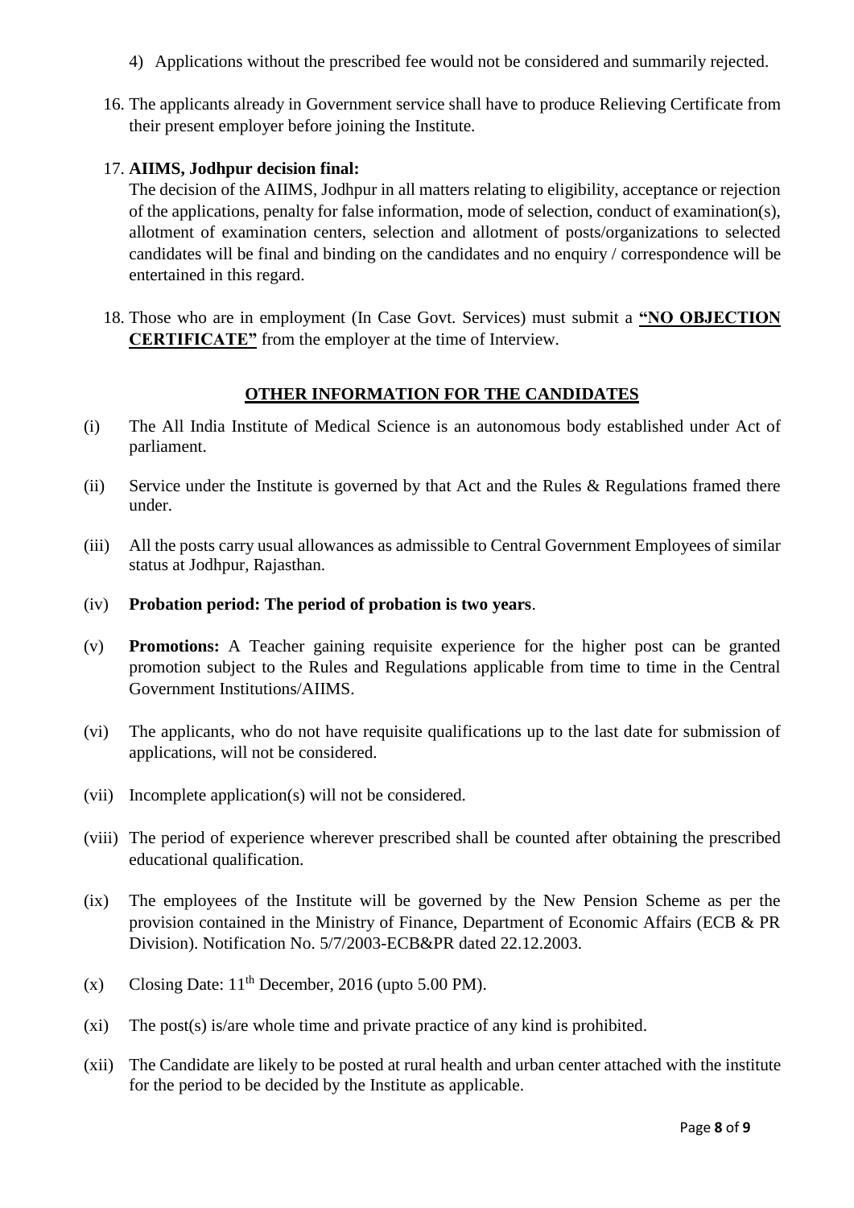4) Applications without the prescribed fee would not be considered and summarily rejected.

16. The applicants already in Government service shall have to produce Relieving Certificate from their present employer before joining the Institute.

17. **AIIMS, Jodhpur decision final:**
    The decision of the AIIMS, Jodhpur in all matters relating to eligibility, acceptance or rejection of the applications, penalty for false information, mode of selection, conduct of examination(s), allotment of examination centers, selection and allotment of posts/organizations to selected candidates will be final and binding on the candidates and no enquiry / correspondence will be entertained in this regard.

18. Those who are in employment (In Case Govt. Services) must submit a **"NO OBJECTION CERTIFICATE"** from the employer at the time of Interview.

## OTHER INFORMATION FOR THE CANDIDATES

(i) The All India Institute of Medical Science is an autonomous body established under Act of parliament.

(ii) Service under the Institute is governed by that Act and the Rules & Regulations framed there under.

(iii) All the posts carry usual allowances as admissible to Central Government Employees of similar status at Jodhpur, Rajasthan.

(iv) **Probation period: The period of probation is two years**.

(v) **Promotions:** A Teacher gaining requisite experience for the higher post can be granted promotion subject to the Rules and Regulations applicable from time to time in the Central Government Institutions/AIIMS.

(vi) The applicants, who do not have requisite qualifications up to the last date for submission of applications, will not be considered.

(vii) Incomplete application(s) will not be considered.

(viii) The period of experience wherever prescribed shall be counted after obtaining the prescribed educational qualification.

(ix) The employees of the Institute will be governed by the New Pension Scheme as per the provision contained in the Ministry of Finance, Department of Economic Affairs (ECB & PR Division). Notification No. 5/7/2003-ECB&PR dated 22.12.2003.

(x) Closing Date: 11th December, 2016 (upto 5.00 PM).

(xi) The post(s) is/are whole time and private practice of any kind is prohibited.

(xii) The Candidate are likely to be posted at rural health and urban center attached with the institute for the period to be decided by the Institute as applicable.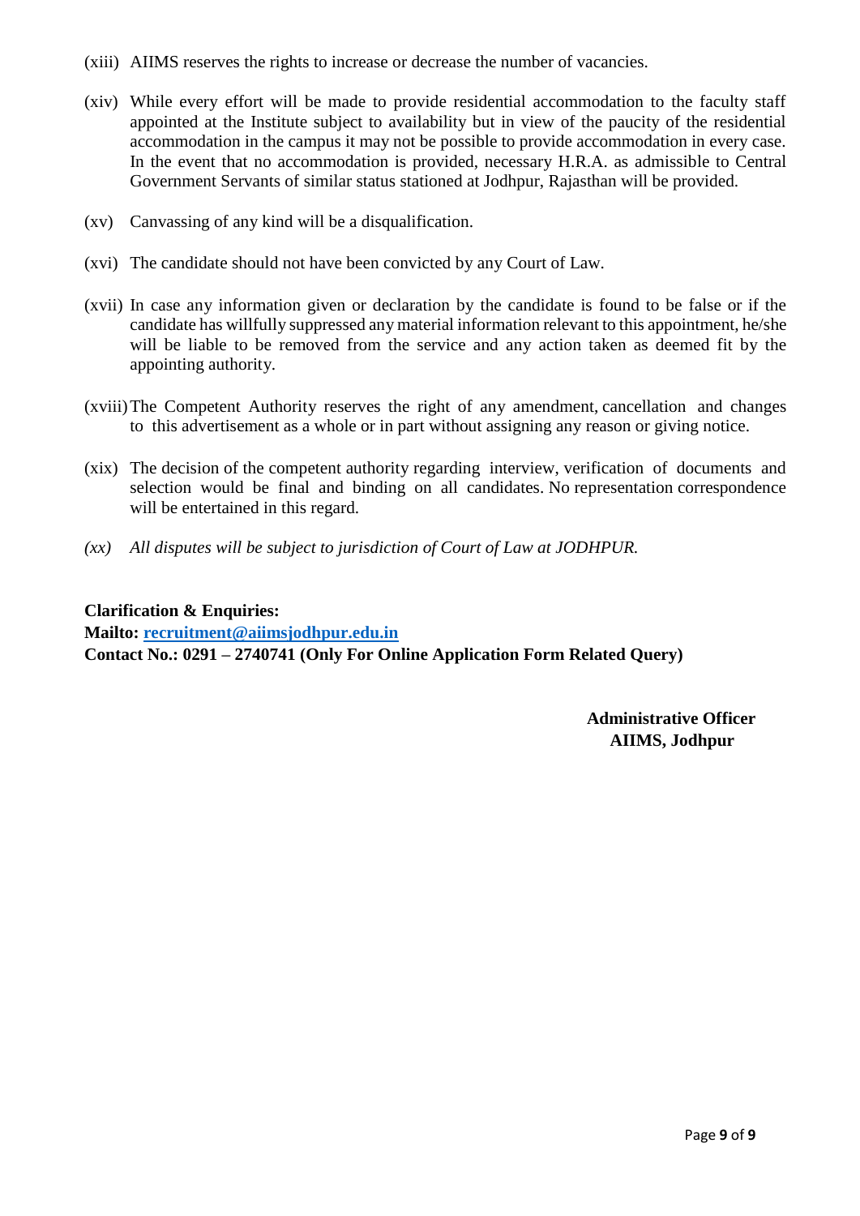(xiii) AIIMS reserves the rights to increase or decrease the number of vacancies.

(xiv) While every effort will be made to provide residential accommodation to the faculty staff appointed at the Institute subject to availability but in view of the paucity of the residential accommodation in the campus it may not be possible to provide accommodation in every case. In the event that no accommodation is provided, necessary H.R.A. as admissible to Central Government Servants of similar status stationed at Jodhpur, Rajasthan will be provided.

(xv) Canvassing of any kind will be a disqualification.

(xvi) The candidate should not have been convicted by any Court of Law.

(xvii) In case any information given or declaration by the candidate is found to be false or if the candidate has willfully suppressed any material information relevant to this appointment, he/she will be liable to be removed from the service and any action taken as deemed fit by the appointing authority.

(xviii) The Competent Authority reserves the right of any amendment, cancellation and changes to this advertisement as a whole or in part without assigning any reason or giving notice.

(xix) The decision of the competent authority regarding interview, verification of documents and selection would be final and binding on all candidates. No representation correspondence will be entertained in this regard.

*(xx) All disputes will be subject to jurisdiction of Court of Law at JODHPUR.*

**Clarification & Enquiries:**
**Mailto: recruitment@aiimsjodhpur.edu.in**
**Contact No.: 0291 – 2740741 (Only For Online Application Form Related Query)**

**Administrative Officer**
**AIIMS, Jodhpur**